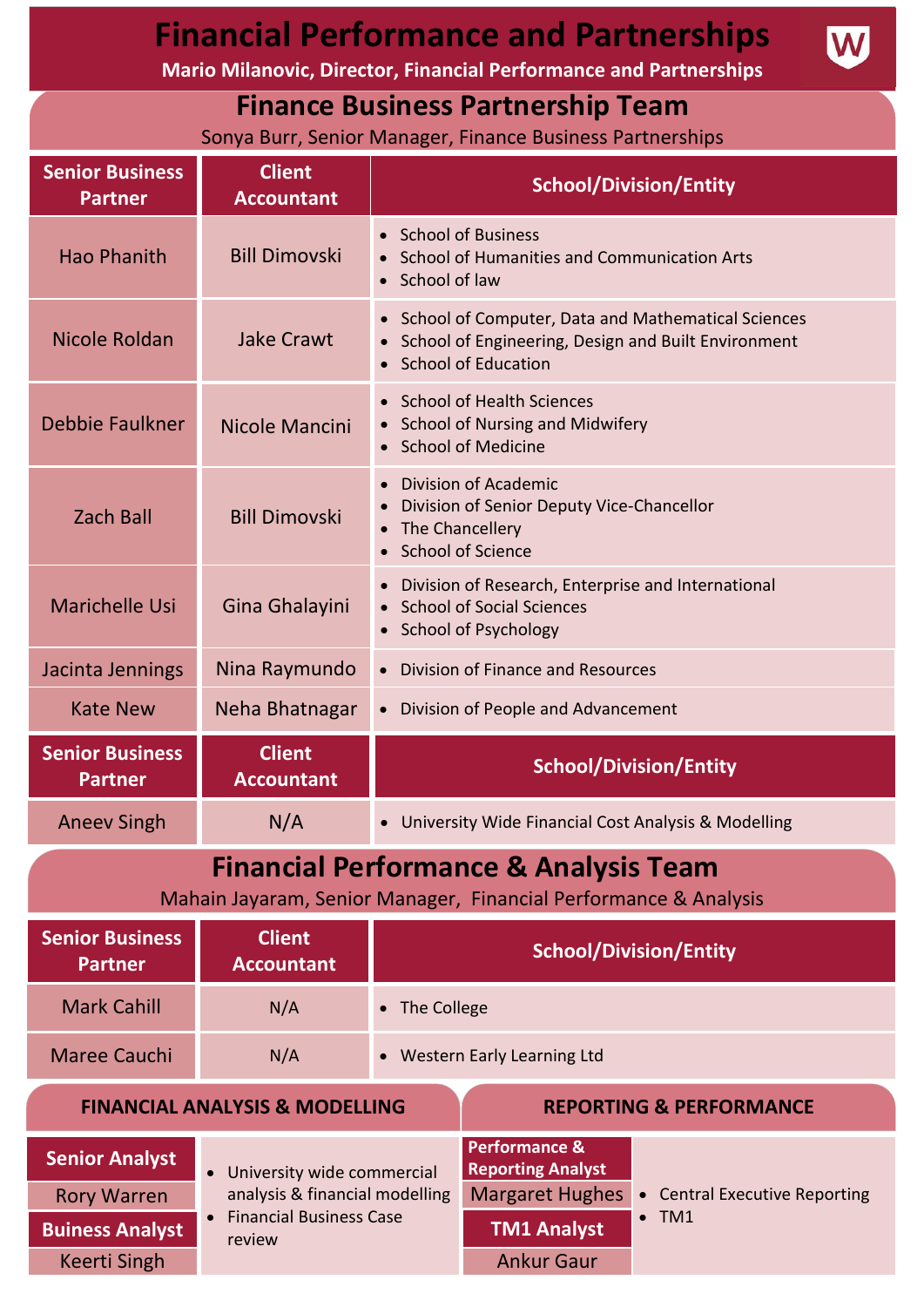# Financial Performance and Partnerships

**Mario Milanovic, Director, Financial Performance and Partnerships**

## Finance Business Partnership Team

Sonya Burr, Senior Manager, Finance Business Partnerships

| Senior Business Partner | Client Accountant | School/Division/Entity |
| --- | --- | --- |
| Hao Phanith | Bill Dimovski | • School of Business<br>• School of Humanities and Communication Arts<br>• School of law |
| Nicole Roldan | Jake Crawt | • School of Computer, Data and Mathematical Sciences<br>• School of Engineering, Design and Built Environment<br>• School of Education |
| Debbie Faulkner | Nicole Mancini | • School of Health Sciences<br>• School of Nursing and Midwifery<br>• School of Medicine |
| Zach Ball | Bill Dimovski | • Division of Academic<br>• Division of Senior Deputy Vice-Chancellor<br>• The Chancellery<br>• School of Science |
| Marichelle Usi | Gina Ghalayini | • Division of Research, Enterprise and International<br>• School of Social Sciences<br>• School of Psychology |
| Jacinta Jennings | Nina Raymundo | • Division of Finance and Resources |
| Kate New | Neha Bhatnagar | • Division of People and Advancement |

| Senior Business Partner | Client Accountant | School/Division/Entity |
| --- | --- | --- |
| Aneev Singh | N/A | • University Wide Financial Cost Analysis & Modelling |

## Financial Performance & Analysis Team

Mahain Jayaram, Senior Manager, Financial Performance & Analysis

| Senior Business Partner | Client Accountant | School/Division/Entity |
| --- | --- | --- |
| Mark Cahill | N/A | • The College |
| Maree Cauchi | N/A | • Western Early Learning Ltd |

### FINANCIAL ANALYSIS & MODELLING

| Role | Scope |
| --- | --- |
| **Senior Analyst**<br>Rory Warren<br>**Buiness Analyst**<br>Keerti Singh | • University wide commercial analysis & financial modelling<br>• Financial Business Case review |

### REPORTING & PERFORMANCE

| Role | Scope |
| --- | --- |
| **Performance & Reporting Analyst**<br>Margaret Hughes<br>**TM1 Analyst**<br>Ankur Gaur | • Central Executive Reporting<br>• TM1 |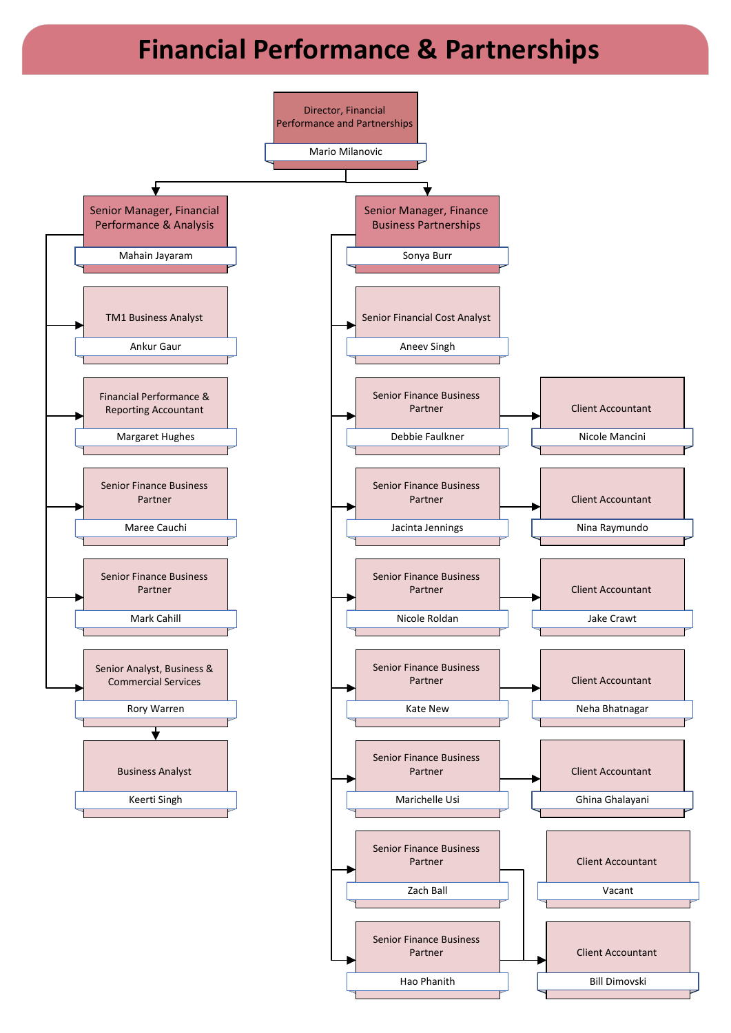# Financial Performance & Partnerships

**Director, Financial Performance and Partnerships**
Mario Milanovic

- **Senior Manager, Financial Performance & Analysis** — Mahain Jayaram
  - TM1 Business Analyst — Ankur Gaur
  - Financial Performance & Reporting Accountant — Margaret Hughes
  - Senior Finance Business Partner — Maree Cauchi
  - Senior Finance Business Partner — Mark Cahill
  - Senior Analyst, Business & Commercial Services — Rory Warren
    - Business Analyst — Keerti Singh

- **Senior Manager, Finance Business Partnerships** — Sonya Burr
  - Senior Financial Cost Analyst — Aneev Singh
  - Senior Finance Business Partner — Debbie Faulkner
    - Client Accountant — Nicole Mancini
  - Senior Finance Business Partner — Jacinta Jennings
    - Client Accountant — Nina Raymundo
  - Senior Finance Business Partner — Nicole Roldan
    - Client Accountant — Jake Crawt
  - Senior Finance Business Partner — Kate New
    - Client Accountant — Neha Bhatnagar
  - Senior Finance Business Partner — Marichelle Usi
    - Client Accountant — Ghina Ghalayani
  - Senior Finance Business Partner — Zach Ball
    - Client Accountant — Bill Dimovski
  - Senior Finance Business Partner — Hao Phanith
    - Client Accountant — Bill Dimovski

Client Accountant — Vacant